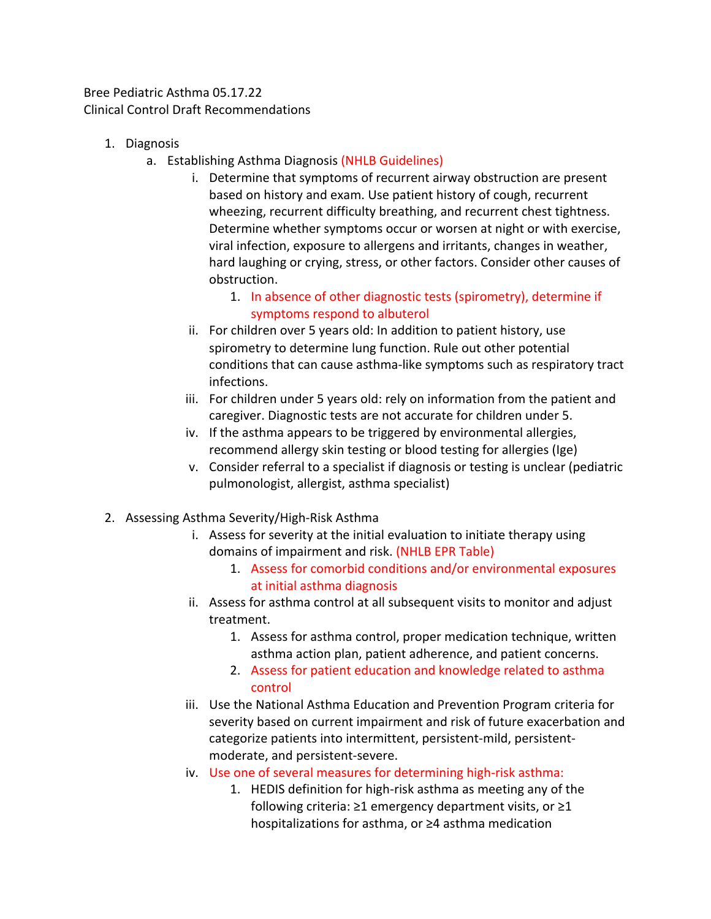Bree Pediatric Asthma 05.17.22
Clinical Control Draft Recommendations

1. Diagnosis
   a. Establishing Asthma Diagnosis (NHLB Guidelines)
      i. Determine that symptoms of recurrent airway obstruction are present based on history and exam. Use patient history of cough, recurrent wheezing, recurrent difficulty breathing, and recurrent chest tightness. Determine whether symptoms occur or worsen at night or with exercise, viral infection, exposure to allergens and irritants, changes in weather, hard laughing or crying, stress, or other factors. Consider other causes of obstruction.
         1. In absence of other diagnostic tests (spirometry), determine if symptoms respond to albuterol
      ii. For children over 5 years old: In addition to patient history, use spirometry to determine lung function. Rule out other potential conditions that can cause asthma-like symptoms such as respiratory tract infections.
      iii. For children under 5 years old: rely on information from the patient and caregiver. Diagnostic tests are not accurate for children under 5.
      iv. If the asthma appears to be triggered by environmental allergies, recommend allergy skin testing or blood testing for allergies (Ige)
      v. Consider referral to a specialist if diagnosis or testing is unclear (pediatric pulmonologist, allergist, asthma specialist)

2. Assessing Asthma Severity/High-Risk Asthma
   i. Assess for severity at the initial evaluation to initiate therapy using domains of impairment and risk. (NHLB EPR Table)
      1. Assess for comorbid conditions and/or environmental exposures at initial asthma diagnosis
   ii. Assess for asthma control at all subsequent visits to monitor and adjust treatment.
      1. Assess for asthma control, proper medication technique, written asthma action plan, patient adherence, and patient concerns.
      2. Assess for patient education and knowledge related to asthma control
   iii. Use the National Asthma Education and Prevention Program criteria for severity based on current impairment and risk of future exacerbation and categorize patients into intermittent, persistent-mild, persistent-moderate, and persistent-severe.
   iv. Use one of several measures for determining high-risk asthma:
      1. HEDIS definition for high-risk asthma as meeting any of the following criteria: ≥1 emergency department visits, or ≥1 hospitalizations for asthma, or ≥4 asthma medication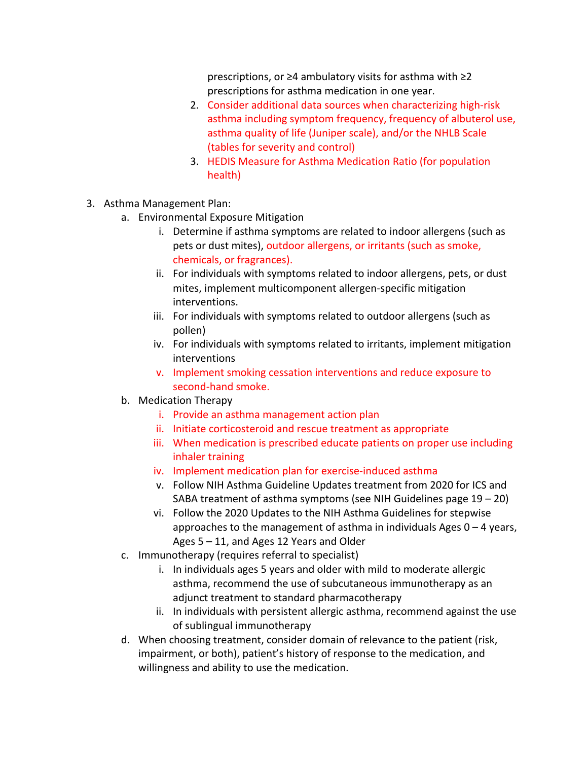prescriptions, or ≥4 ambulatory visits for asthma with ≥2 prescriptions for asthma medication in one year.

2. Consider additional data sources when characterizing high-risk asthma including symptom frequency, frequency of albuterol use, asthma quality of life (Juniper scale), and/or the NHLB Scale (tables for severity and control)
3. HEDIS Measure for Asthma Medication Ratio (for population health)

3. Asthma Management Plan:
   a. Environmental Exposure Mitigation
      i. Determine if asthma symptoms are related to indoor allergens (such as pets or dust mites), outdoor allergens, or irritants (such as smoke, chemicals, or fragrances).
      ii. For individuals with symptoms related to indoor allergens, pets, or dust mites, implement multicomponent allergen-specific mitigation interventions.
      iii. For individuals with symptoms related to outdoor allergens (such as pollen)
      iv. For individuals with symptoms related to irritants, implement mitigation interventions
      v. Implement smoking cessation interventions and reduce exposure to second-hand smoke.
   b. Medication Therapy
      i. Provide an asthma management action plan
      ii. Initiate corticosteroid and rescue treatment as appropriate
      iii. When medication is prescribed educate patients on proper use including inhaler training
      iv. Implement medication plan for exercise-induced asthma
      v. Follow NIH Asthma Guideline Updates treatment from 2020 for ICS and SABA treatment of asthma symptoms (see NIH Guidelines page 19 – 20)
      vi. Follow the 2020 Updates to the NIH Asthma Guidelines for stepwise approaches to the management of asthma in individuals Ages 0 – 4 years, Ages 5 – 11, and Ages 12 Years and Older
   c. Immunotherapy (requires referral to specialist)
      i. In individuals ages 5 years and older with mild to moderate allergic asthma, recommend the use of subcutaneous immunotherapy as an adjunct treatment to standard pharmacotherapy
      ii. In individuals with persistent allergic asthma, recommend against the use of sublingual immunotherapy
   d. When choosing treatment, consider domain of relevance to the patient (risk, impairment, or both), patient's history of response to the medication, and willingness and ability to use the medication.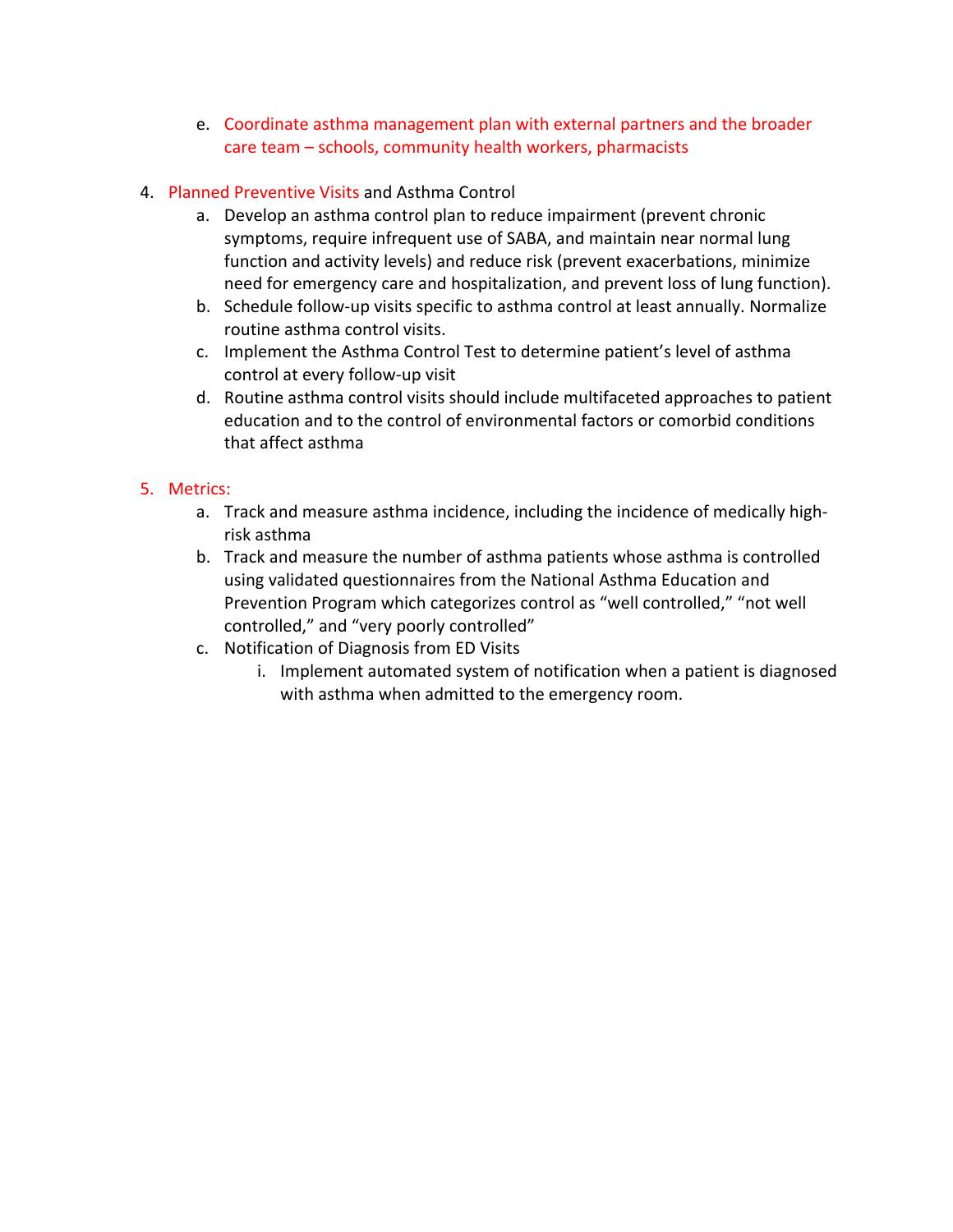e. Coordinate asthma management plan with external partners and the broader care team – schools, community health workers, pharmacists

4. Planned Preventive Visits and Asthma Control
   a. Develop an asthma control plan to reduce impairment (prevent chronic symptoms, require infrequent use of SABA, and maintain near normal lung function and activity levels) and reduce risk (prevent exacerbations, minimize need for emergency care and hospitalization, and prevent loss of lung function).
   b. Schedule follow-up visits specific to asthma control at least annually. Normalize routine asthma control visits.
   c. Implement the Asthma Control Test to determine patient's level of asthma control at every follow-up visit
   d. Routine asthma control visits should include multifaceted approaches to patient education and to the control of environmental factors or comorbid conditions that affect asthma

5. Metrics:
   a. Track and measure asthma incidence, including the incidence of medically high-risk asthma
   b. Track and measure the number of asthma patients whose asthma is controlled using validated questionnaires from the National Asthma Education and Prevention Program which categorizes control as "well controlled," "not well controlled," and "very poorly controlled"
   c. Notification of Diagnosis from ED Visits
      i. Implement automated system of notification when a patient is diagnosed with asthma when admitted to the emergency room.